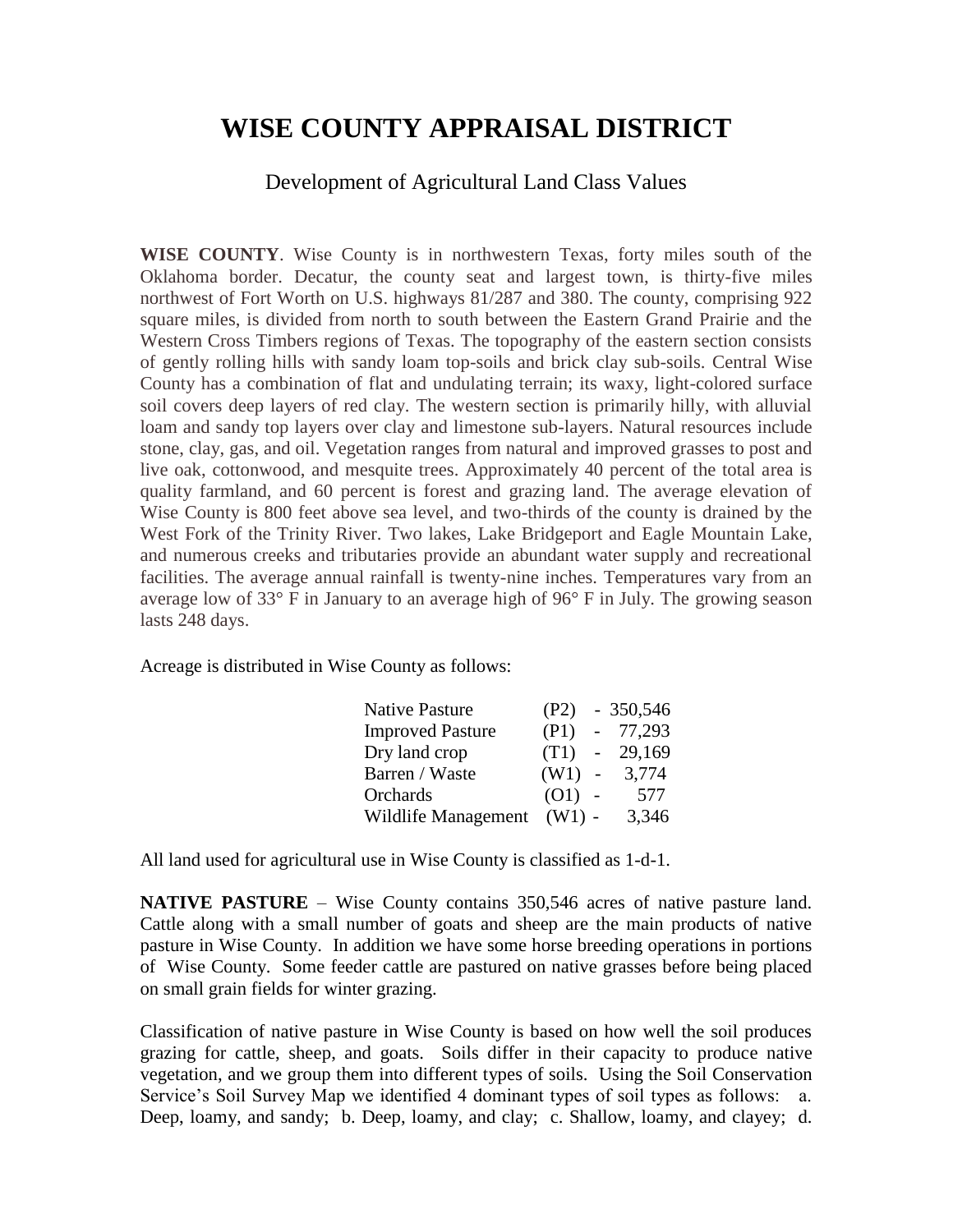# WISE COUNTY APPRAISAL DISTRICT

## Development of Agricultural Land Class Values

**WISE COUNTY**. Wise County is in northwestern Texas, forty miles south of the Oklahoma border. Decatur, the county seat and largest town, is thirty-five miles northwest of Fort Worth on U.S. highways 81/287 and 380. The county, comprising 922 square miles, is divided from north to south between the Eastern Grand Prairie and the Western Cross Timbers regions of Texas. The topography of the eastern section consists of gently rolling hills with sandy loam top-soils and brick clay sub-soils. Central Wise County has a combination of flat and undulating terrain; its waxy, light-colored surface soil covers deep layers of red clay. The western section is primarily hilly, with alluvial loam and sandy top layers over clay and limestone sub-layers. Natural resources include stone, clay, gas, and oil. Vegetation ranges from natural and improved grasses to post and live oak, cottonwood, and mesquite trees. Approximately 40 percent of the total area is quality farmland, and 60 percent is forest and grazing land. The average elevation of Wise County is 800 feet above sea level, and two-thirds of the county is drained by the West Fork of the Trinity River. Two lakes, Lake Bridgeport and Eagle Mountain Lake, and numerous creeks and tributaries provide an abundant water supply and recreational facilities. The average annual rainfall is twenty-nine inches. Temperatures vary from an average low of 33° F in January to an average high of 96° F in July. The growing season lasts 248 days.

Acreage is distributed in Wise County as follows:

| Land Type | Code | Acres |
|---|---|---|
| Native Pasture | (P2) | 350,546 |
| Improved Pasture | (P1) | 77,293 |
| Dry land crop | (T1) | 29,169 |
| Barren / Waste | (W1) | 3,774 |
| Orchards | (O1) | 577 |
| Wildlife Management | (W1) | 3,346 |

All land used for agricultural use in Wise County is classified as 1-d-1.

**NATIVE PASTURE** – Wise County contains 350,546 acres of native pasture land. Cattle along with a small number of goats and sheep are the main products of native pasture in Wise County. In addition we have some horse breeding operations in portions of Wise County. Some feeder cattle are pastured on native grasses before being placed on small grain fields for winter grazing.

Classification of native pasture in Wise County is based on how well the soil produces grazing for cattle, sheep, and goats. Soils differ in their capacity to produce native vegetation, and we group them into different types of soils. Using the Soil Conservation Service's Soil Survey Map we identified 4 dominant types of soil types as follows: a. Deep, loamy, and sandy; b. Deep, loamy, and clay; c. Shallow, loamy, and clayey; d.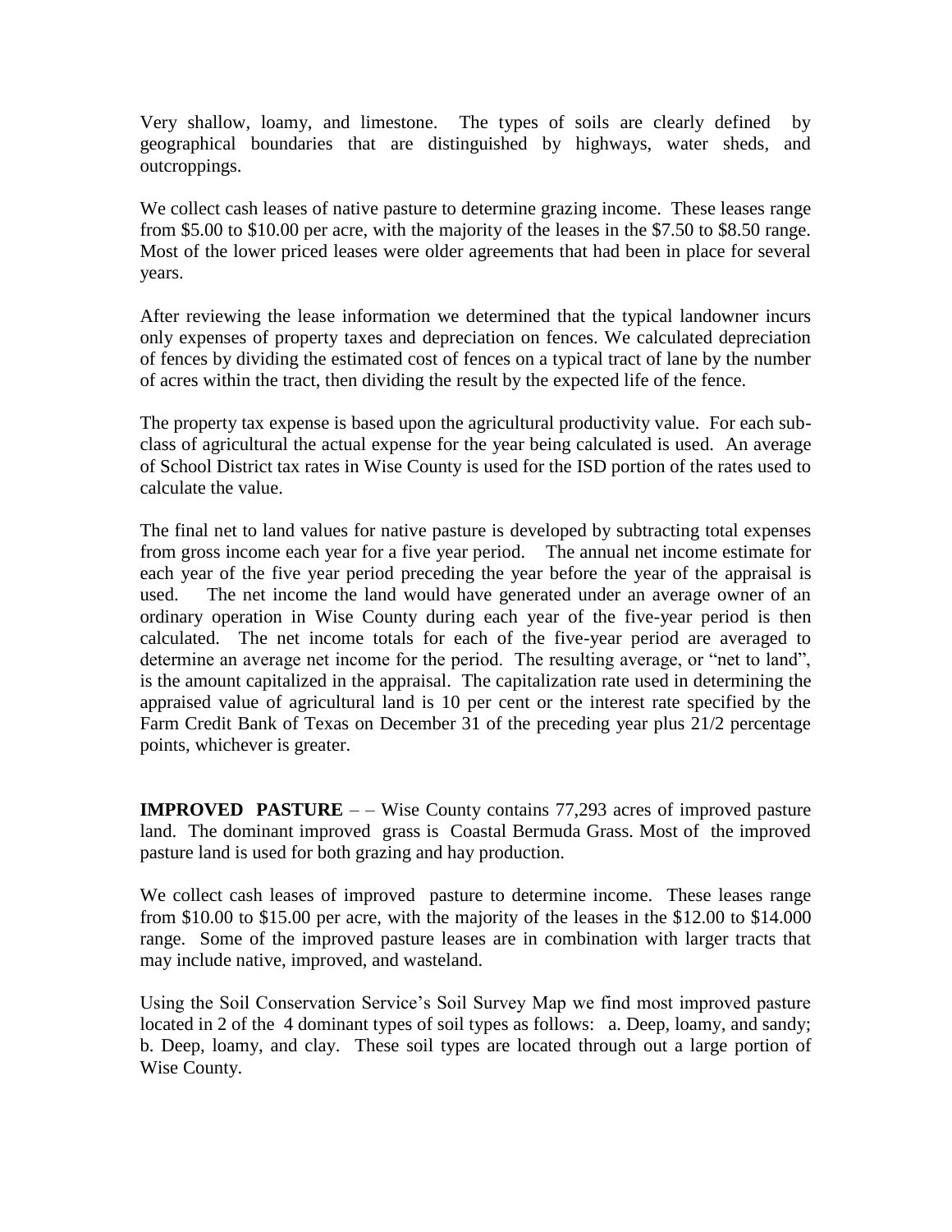Very shallow, loamy, and limestone. The types of soils are clearly defined by geographical boundaries that are distinguished by highways, water sheds, and outcroppings.

We collect cash leases of native pasture to determine grazing income. These leases range from $5.00 to $10.00 per acre, with the majority of the leases in the $7.50 to $8.50 range. Most of the lower priced leases were older agreements that had been in place for several years.

After reviewing the lease information we determined that the typical landowner incurs only expenses of property taxes and depreciation on fences. We calculated depreciation of fences by dividing the estimated cost of fences on a typical tract of lane by the number of acres within the tract, then dividing the result by the expected life of the fence.

The property tax expense is based upon the agricultural productivity value. For each sub-class of agricultural the actual expense for the year being calculated is used. An average of School District tax rates in Wise County is used for the ISD portion of the rates used to calculate the value.

The final net to land values for native pasture is developed by subtracting total expenses from gross income each year for a five year period. The annual net income estimate for each year of the five year period preceding the year before the year of the appraisal is used. The net income the land would have generated under an average owner of an ordinary operation in Wise County during each year of the five-year period is then calculated. The net income totals for each of the five-year period are averaged to determine an average net income for the period. The resulting average, or "net to land", is the amount capitalized in the appraisal. The capitalization rate used in determining the appraised value of agricultural land is 10 per cent or the interest rate specified by the Farm Credit Bank of Texas on December 31 of the preceding year plus 21/2 percentage points, whichever is greater.

**IMPROVED PASTURE** – – Wise County contains 77,293 acres of improved pasture land. The dominant improved grass is Coastal Bermuda Grass. Most of the improved pasture land is used for both grazing and hay production.

We collect cash leases of improved pasture to determine income. These leases range from $10.00 to $15.00 per acre, with the majority of the leases in the $12.00 to $14.000 range. Some of the improved pasture leases are in combination with larger tracts that may include native, improved, and wasteland.

Using the Soil Conservation Service's Soil Survey Map we find most improved pasture located in 2 of the 4 dominant types of soil types as follows: a. Deep, loamy, and sandy; b. Deep, loamy, and clay. These soil types are located through out a large portion of Wise County.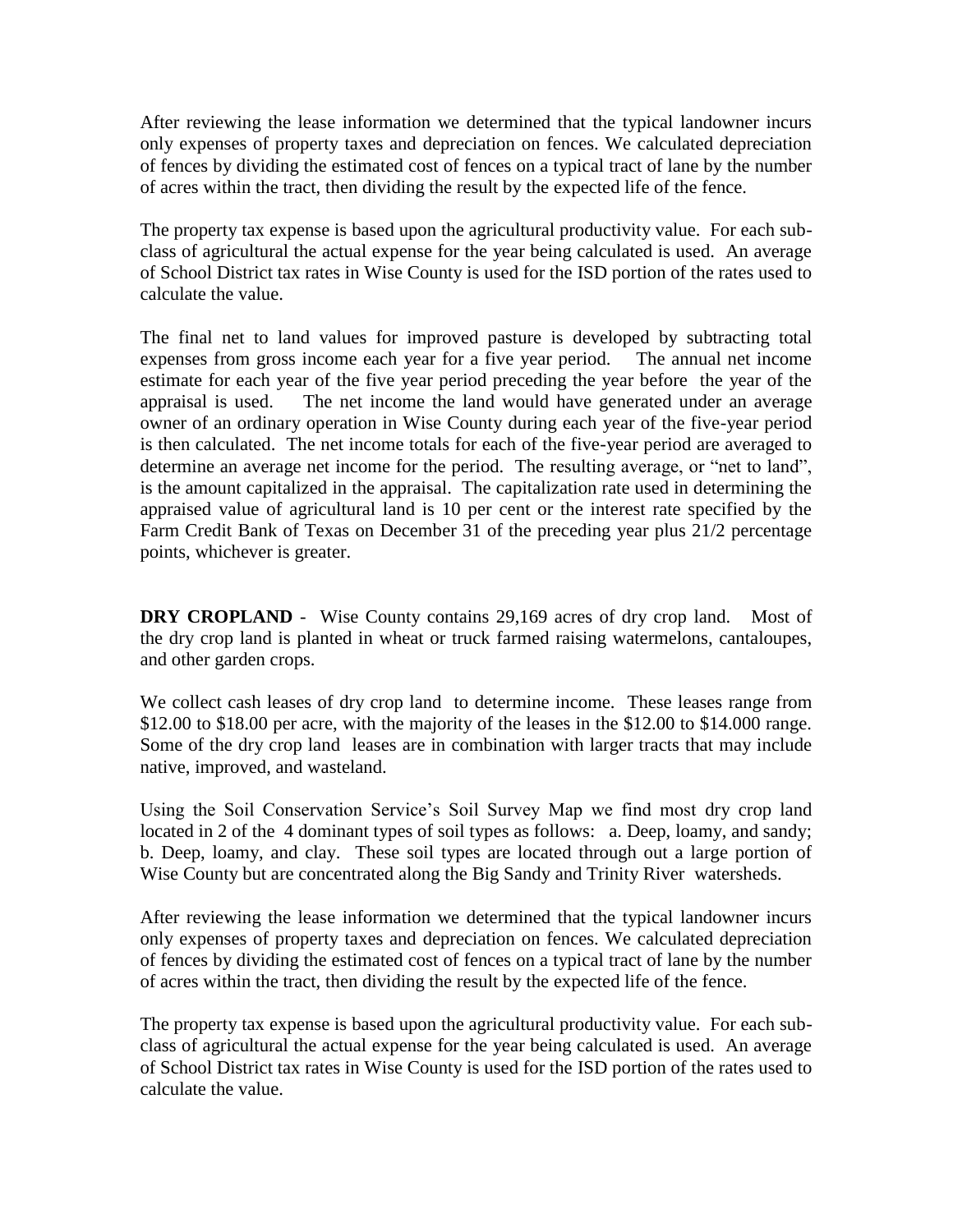After reviewing the lease information we determined that the typical landowner incurs only expenses of property taxes and depreciation on fences. We calculated depreciation of fences by dividing the estimated cost of fences on a typical tract of lane by the number of acres within the tract, then dividing the result by the expected life of the fence.

The property tax expense is based upon the agricultural productivity value. For each sub-class of agricultural the actual expense for the year being calculated is used. An average of School District tax rates in Wise County is used for the ISD portion of the rates used to calculate the value.

The final net to land values for improved pasture is developed by subtracting total expenses from gross income each year for a five year period. The annual net income estimate for each year of the five year period preceding the year before the year of the appraisal is used. The net income the land would have generated under an average owner of an ordinary operation in Wise County during each year of the five-year period is then calculated. The net income totals for each of the five-year period are averaged to determine an average net income for the period. The resulting average, or "net to land", is the amount capitalized in the appraisal. The capitalization rate used in determining the appraised value of agricultural land is 10 per cent or the interest rate specified by the Farm Credit Bank of Texas on December 31 of the preceding year plus 21/2 percentage points, whichever is greater.

**DRY CROPLAND** - Wise County contains 29,169 acres of dry crop land. Most of the dry crop land is planted in wheat or truck farmed raising watermelons, cantaloupes, and other garden crops.

We collect cash leases of dry crop land to determine income. These leases range from \$12.00 to \$18.00 per acre, with the majority of the leases in the \$12.00 to \$14.000 range. Some of the dry crop land leases are in combination with larger tracts that may include native, improved, and wasteland.

Using the Soil Conservation Service's Soil Survey Map we find most dry crop land located in 2 of the 4 dominant types of soil types as follows: a. Deep, loamy, and sandy; b. Deep, loamy, and clay. These soil types are located through out a large portion of Wise County but are concentrated along the Big Sandy and Trinity River watersheds.

After reviewing the lease information we determined that the typical landowner incurs only expenses of property taxes and depreciation on fences. We calculated depreciation of fences by dividing the estimated cost of fences on a typical tract of lane by the number of acres within the tract, then dividing the result by the expected life of the fence.

The property tax expense is based upon the agricultural productivity value. For each sub-class of agricultural the actual expense for the year being calculated is used. An average of School District tax rates in Wise County is used for the ISD portion of the rates used to calculate the value.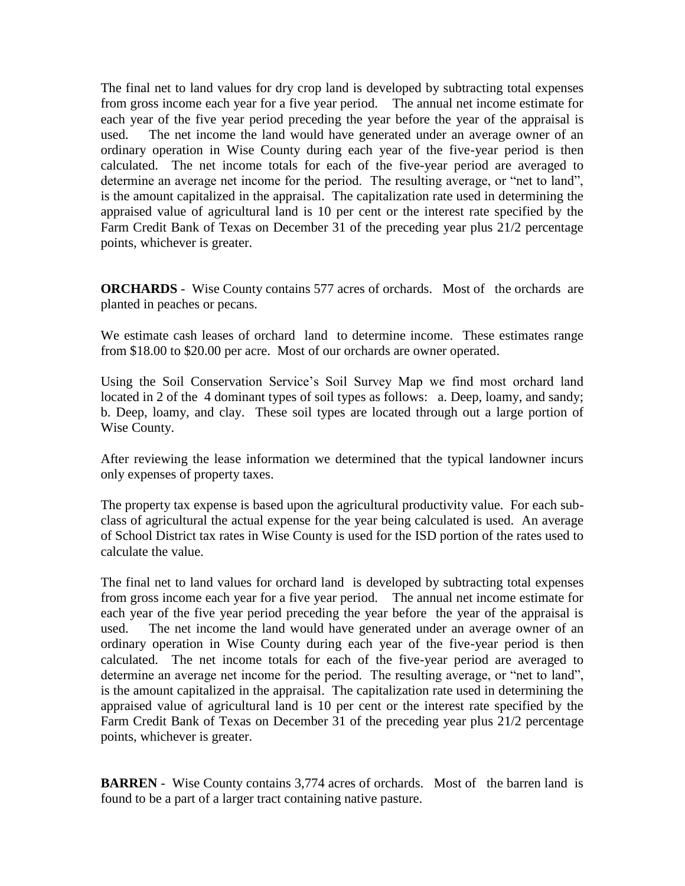The final net to land values for dry crop land is developed by subtracting total expenses from gross income each year for a five year period. The annual net income estimate for each year of the five year period preceding the year before the year of the appraisal is used. The net income the land would have generated under an average owner of an ordinary operation in Wise County during each year of the five-year period is then calculated. The net income totals for each of the five-year period are averaged to determine an average net income for the period. The resulting average, or "net to land", is the amount capitalized in the appraisal. The capitalization rate used in determining the appraised value of agricultural land is 10 per cent or the interest rate specified by the Farm Credit Bank of Texas on December 31 of the preceding year plus 21/2 percentage points, whichever is greater.

**ORCHARDS** - Wise County contains 577 acres of orchards. Most of the orchards are planted in peaches or pecans.

We estimate cash leases of orchard land to determine income. These estimates range from $18.00 to $20.00 per acre. Most of our orchards are owner operated.

Using the Soil Conservation Service's Soil Survey Map we find most orchard land located in 2 of the 4 dominant types of soil types as follows: a. Deep, loamy, and sandy; b. Deep, loamy, and clay. These soil types are located through out a large portion of Wise County.

After reviewing the lease information we determined that the typical landowner incurs only expenses of property taxes.

The property tax expense is based upon the agricultural productivity value. For each sub-class of agricultural the actual expense for the year being calculated is used. An average of School District tax rates in Wise County is used for the ISD portion of the rates used to calculate the value.

The final net to land values for orchard land is developed by subtracting total expenses from gross income each year for a five year period. The annual net income estimate for each year of the five year period preceding the year before the year of the appraisal is used. The net income the land would have generated under an average owner of an ordinary operation in Wise County during each year of the five-year period is then calculated. The net income totals for each of the five-year period are averaged to determine an average net income for the period. The resulting average, or "net to land", is the amount capitalized in the appraisal. The capitalization rate used in determining the appraised value of agricultural land is 10 per cent or the interest rate specified by the Farm Credit Bank of Texas on December 31 of the preceding year plus 21/2 percentage points, whichever is greater.

**BARREN** - Wise County contains 3,774 acres of orchards. Most of the barren land is found to be a part of a larger tract containing native pasture.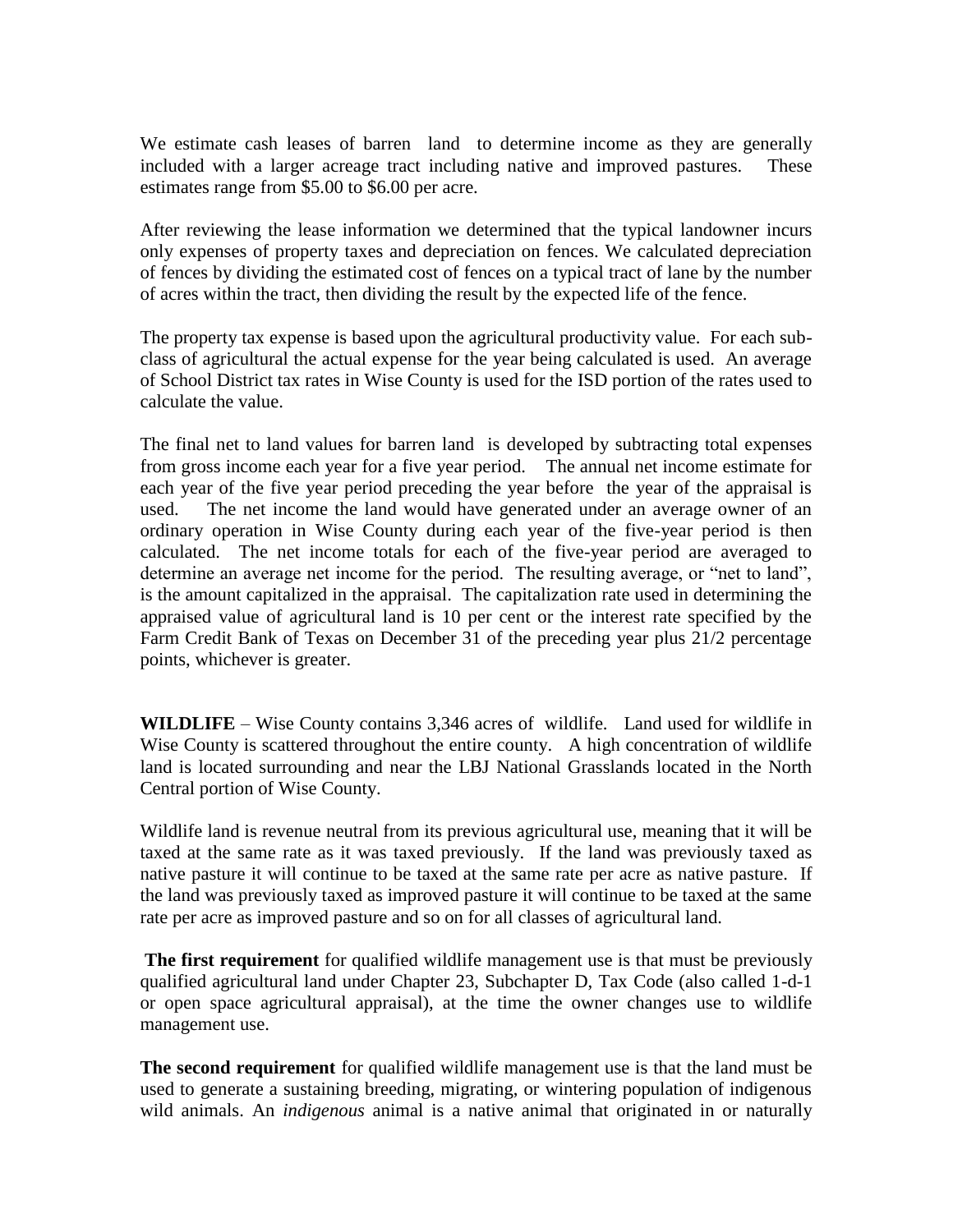We estimate cash leases of barren land to determine income as they are generally included with a larger acreage tract including native and improved pastures. These estimates range from $5.00 to $6.00 per acre.

After reviewing the lease information we determined that the typical landowner incurs only expenses of property taxes and depreciation on fences. We calculated depreciation of fences by dividing the estimated cost of fences on a typical tract of lane by the number of acres within the tract, then dividing the result by the expected life of the fence.

The property tax expense is based upon the agricultural productivity value. For each sub-class of agricultural the actual expense for the year being calculated is used. An average of School District tax rates in Wise County is used for the ISD portion of the rates used to calculate the value.

The final net to land values for barren land is developed by subtracting total expenses from gross income each year for a five year period. The annual net income estimate for each year of the five year period preceding the year before the year of the appraisal is used. The net income the land would have generated under an average owner of an ordinary operation in Wise County during each year of the five-year period is then calculated. The net income totals for each of the five-year period are averaged to determine an average net income for the period. The resulting average, or "net to land", is the amount capitalized in the appraisal. The capitalization rate used in determining the appraised value of agricultural land is 10 per cent or the interest rate specified by the Farm Credit Bank of Texas on December 31 of the preceding year plus 21/2 percentage points, whichever is greater.

**WILDLIFE** – Wise County contains 3,346 acres of wildlife. Land used for wildlife in Wise County is scattered throughout the entire county. A high concentration of wildlife land is located surrounding and near the LBJ National Grasslands located in the North Central portion of Wise County.

Wildlife land is revenue neutral from its previous agricultural use, meaning that it will be taxed at the same rate as it was taxed previously. If the land was previously taxed as native pasture it will continue to be taxed at the same rate per acre as native pasture. If the land was previously taxed as improved pasture it will continue to be taxed at the same rate per acre as improved pasture and so on for all classes of agricultural land.

**The first requirement** for qualified wildlife management use is that must be previously qualified agricultural land under Chapter 23, Subchapter D, Tax Code (also called 1-d-1 or open space agricultural appraisal), at the time the owner changes use to wildlife management use.

**The second requirement** for qualified wildlife management use is that the land must be used to generate a sustaining breeding, migrating, or wintering population of indigenous wild animals. An *indigenous* animal is a native animal that originated in or naturally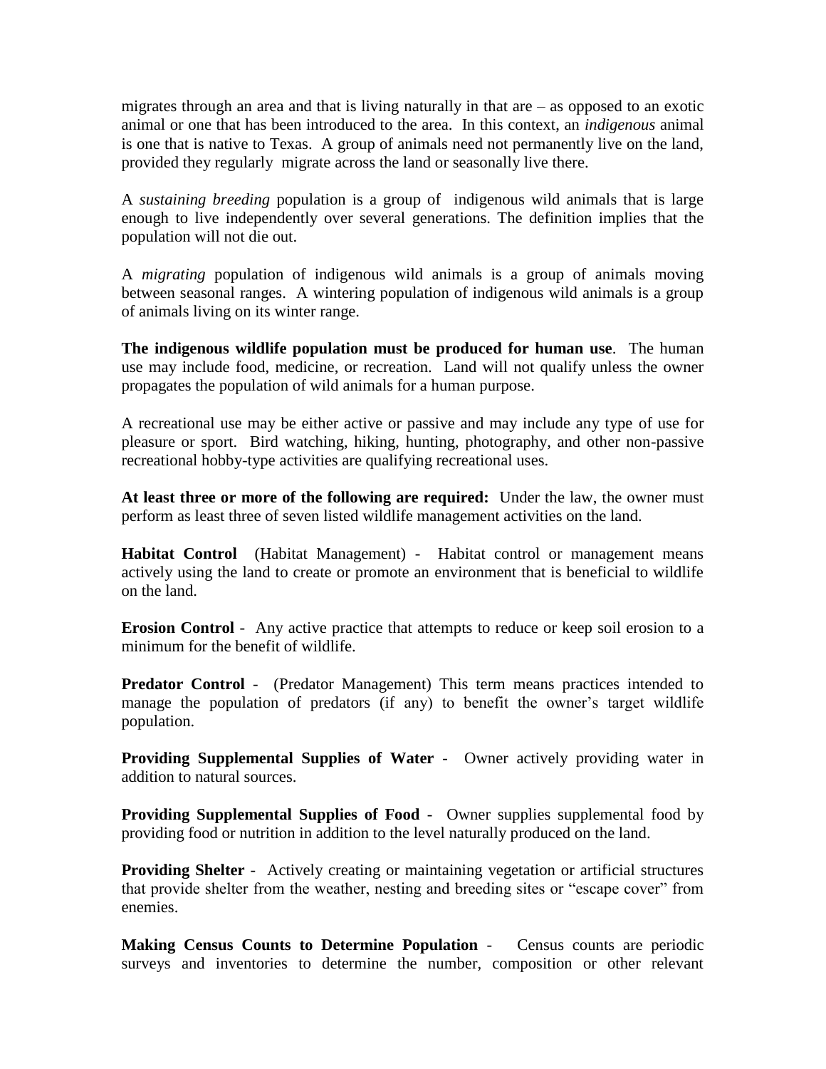migrates through an area and that is living naturally in that are – as opposed to an exotic animal or one that has been introduced to the area. In this context, an *indigenous* animal is one that is native to Texas. A group of animals need not permanently live on the land, provided they regularly migrate across the land or seasonally live there.

A *sustaining breeding* population is a group of indigenous wild animals that is large enough to live independently over several generations. The definition implies that the population will not die out.

A *migrating* population of indigenous wild animals is a group of animals moving between seasonal ranges. A wintering population of indigenous wild animals is a group of animals living on its winter range.

**The indigenous wildlife population must be produced for human use**. The human use may include food, medicine, or recreation. Land will not qualify unless the owner propagates the population of wild animals for a human purpose.

A recreational use may be either active or passive and may include any type of use for pleasure or sport. Bird watching, hiking, hunting, photography, and other non-passive recreational hobby-type activities are qualifying recreational uses.

**At least three or more of the following are required:** Under the law, the owner must perform as least three of seven listed wildlife management activities on the land.

**Habitat Control** (Habitat Management) - Habitat control or management means actively using the land to create or promote an environment that is beneficial to wildlife on the land.

**Erosion Control** - Any active practice that attempts to reduce or keep soil erosion to a minimum for the benefit of wildlife.

**Predator Control** - (Predator Management) This term means practices intended to manage the population of predators (if any) to benefit the owner's target wildlife population.

**Providing Supplemental Supplies of Water** - Owner actively providing water in addition to natural sources.

**Providing Supplemental Supplies of Food** - Owner supplies supplemental food by providing food or nutrition in addition to the level naturally produced on the land.

**Providing Shelter** - Actively creating or maintaining vegetation or artificial structures that provide shelter from the weather, nesting and breeding sites or "escape cover" from enemies.

**Making Census Counts to Determine Population** - Census counts are periodic surveys and inventories to determine the number, composition or other relevant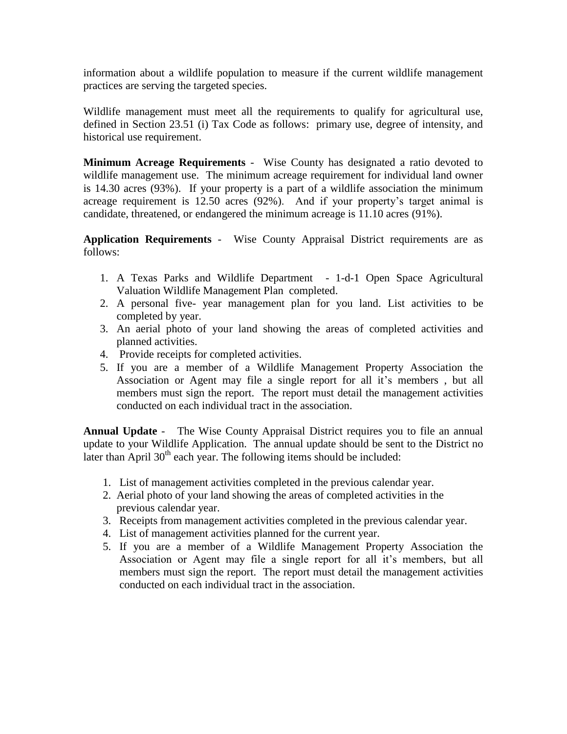information about a wildlife population to measure if the current wildlife management practices are serving the targeted species.

Wildlife management must meet all the requirements to qualify for agricultural use, defined in Section 23.51 (i) Tax Code as follows: primary use, degree of intensity, and historical use requirement.

**Minimum Acreage Requirements** - Wise County has designated a ratio devoted to wildlife management use. The minimum acreage requirement for individual land owner is 14.30 acres (93%). If your property is a part of a wildlife association the minimum acreage requirement is 12.50 acres (92%). And if your property's target animal is candidate, threatened, or endangered the minimum acreage is 11.10 acres (91%).

**Application Requirements** - Wise County Appraisal District requirements are as follows:

1. A Texas Parks and Wildlife Department - 1-d-1 Open Space Agricultural Valuation Wildlife Management Plan completed.
2. A personal five- year management plan for you land. List activities to be completed by year.
3. An aerial photo of your land showing the areas of completed activities and planned activities.
4. Provide receipts for completed activities.
5. If you are a member of a Wildlife Management Property Association the Association or Agent may file a single report for all it's members , but all members must sign the report. The report must detail the management activities conducted on each individual tract in the association.

**Annual Update** - The Wise County Appraisal District requires you to file an annual update to your Wildlife Application. The annual update should be sent to the District no later than April 30th each year. The following items should be included:

1. List of management activities completed in the previous calendar year.
2. Aerial photo of your land showing the areas of completed activities in the previous calendar year.
3. Receipts from management activities completed in the previous calendar year.
4. List of management activities planned for the current year.
5. If you are a member of a Wildlife Management Property Association the Association or Agent may file a single report for all it's members, but all members must sign the report. The report must detail the management activities conducted on each individual tract in the association.